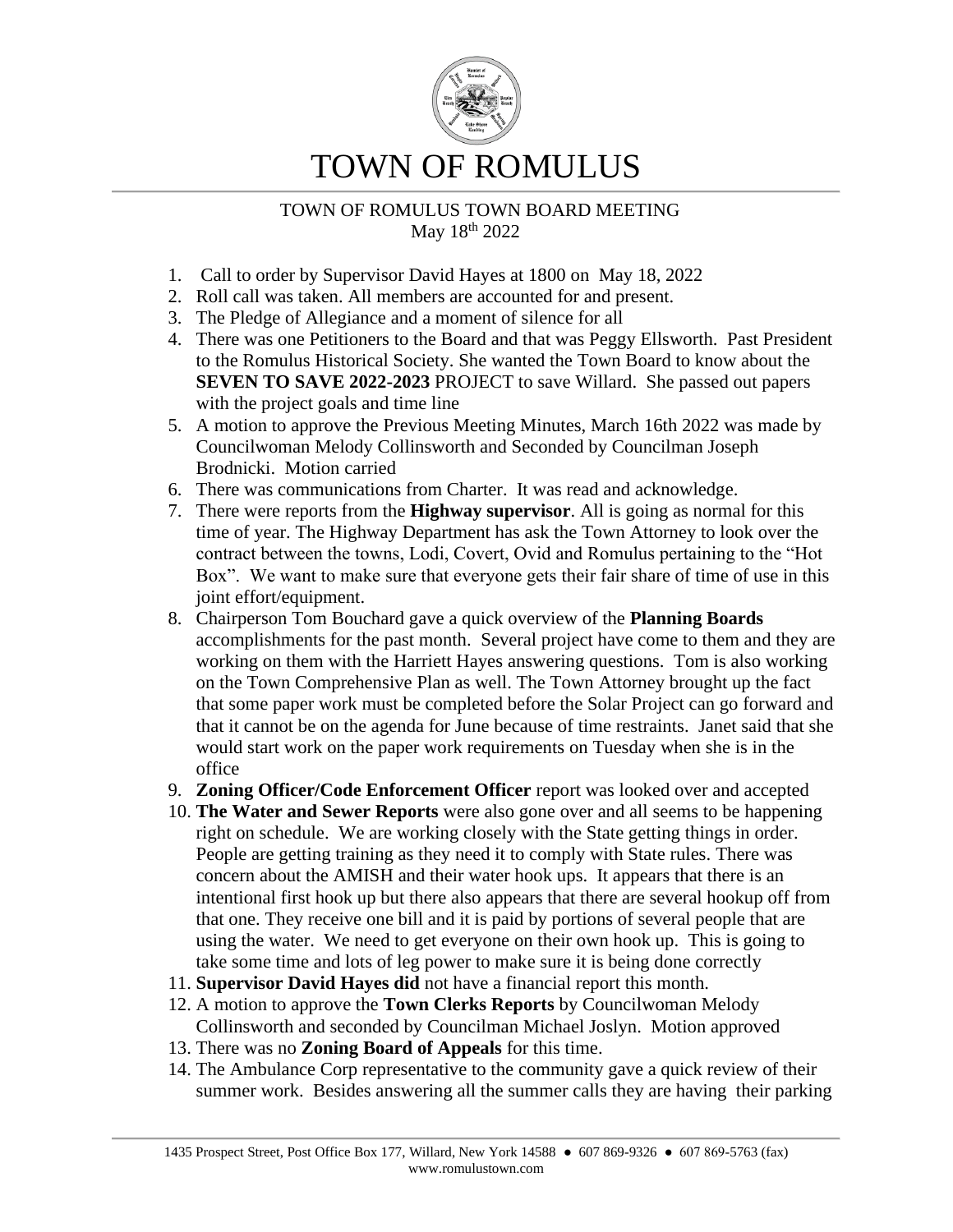# TOWN OF ROMULUS

TOWN OF ROMULUS TOWN BOARD MEETING
May 18th 2022

1. Call to order by Supervisor David Hayes at 1800 on May 18, 2022
2. Roll call was taken. All members are accounted for and present.
3. The Pledge of Allegiance and a moment of silence for all
4. There was one Petitioners to the Board and that was Peggy Ellsworth. Past President to the Romulus Historical Society. She wanted the Town Board to know about the **SEVEN TO SAVE 2022-2023** PROJECT to save Willard. She passed out papers with the project goals and time line
5. A motion to approve the Previous Meeting Minutes, March 16th 2022 was made by Councilwoman Melody Collinsworth and Seconded by Councilman Joseph Brodnicki. Motion carried
6. There was communications from Charter. It was read and acknowledge.
7. There were reports from the **Highway supervisor**. All is going as normal for this time of year. The Highway Department has ask the Town Attorney to look over the contract between the towns, Lodi, Covert, Ovid and Romulus pertaining to the "Hot Box". We want to make sure that everyone gets their fair share of time of use in this joint effort/equipment.
8. Chairperson Tom Bouchard gave a quick overview of the **Planning Boards** accomplishments for the past month. Several project have come to them and they are working on them with the Harriett Hayes answering questions. Tom is also working on the Town Comprehensive Plan as well. The Town Attorney brought up the fact that some paper work must be completed before the Solar Project can go forward and that it cannot be on the agenda for June because of time restraints. Janet said that she would start work on the paper work requirements on Tuesday when she is in the office
9. **Zoning Officer/Code Enforcement Officer** report was looked over and accepted
10. **The Water and Sewer Reports** were also gone over and all seems to be happening right on schedule. We are working closely with the State getting things in order. People are getting training as they need it to comply with State rules. There was concern about the AMISH and their water hook ups. It appears that there is an intentional first hook up but there also appears that there are several hookup off from that one. They receive one bill and it is paid by portions of several people that are using the water. We need to get everyone on their own hook up. This is going to take some time and lots of leg power to make sure it is being done correctly
11. **Supervisor David Hayes did** not have a financial report this month.
12. A motion to approve the **Town Clerks Reports** by Councilwoman Melody Collinsworth and seconded by Councilman Michael Joslyn. Motion approved
13. There was no **Zoning Board of Appeals** for this time.
14. The Ambulance Corp representative to the community gave a quick review of their summer work. Besides answering all the summer calls they are having their parking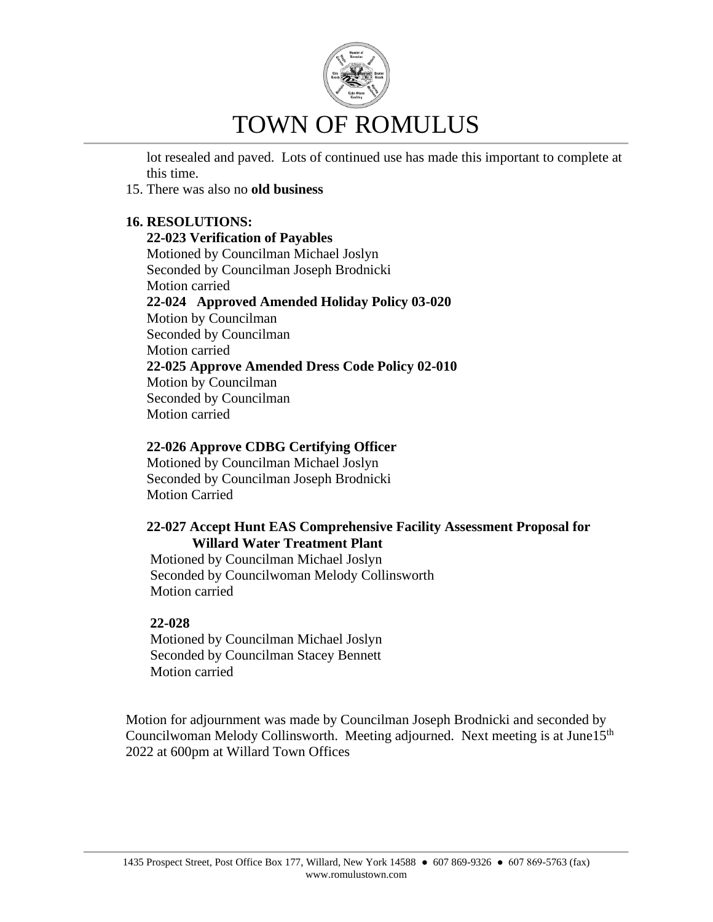lot resealed and paved. Lots of continued use has made this important to complete at this time.

15. There was also no **old business**

**16. RESOLUTIONS:**

**22-023 Verification of Payables**
Motioned by Councilman Michael Joslyn
Seconded by Councilman Joseph Brodnicki
Motion carried

**22-024 Approved Amended Holiday Policy 03-020**
Motion by Councilman
Seconded by Councilman
Motion carried

**22-025 Approve Amended Dress Code Policy 02-010**
Motion by Councilman
Seconded by Councilman
Motion carried

**22-026 Approve CDBG Certifying Officer**
Motioned by Councilman Michael Joslyn
Seconded by Councilman Joseph Brodnicki
Motion Carried

**22-027 Accept Hunt EAS Comprehensive Facility Assessment Proposal for Willard Water Treatment Plant**
Motioned by Councilman Michael Joslyn
Seconded by Councilwoman Melody Collinsworth
Motion carried

**22-028**
Motioned by Councilman Michael Joslyn
Seconded by Councilman Stacey Bennett
Motion carried

Motion for adjournment was made by Councilman Joseph Brodnicki and seconded by Councilwoman Melody Collinsworth. Meeting adjourned. Next meeting is at June15th 2022 at 600pm at Willard Town Offices